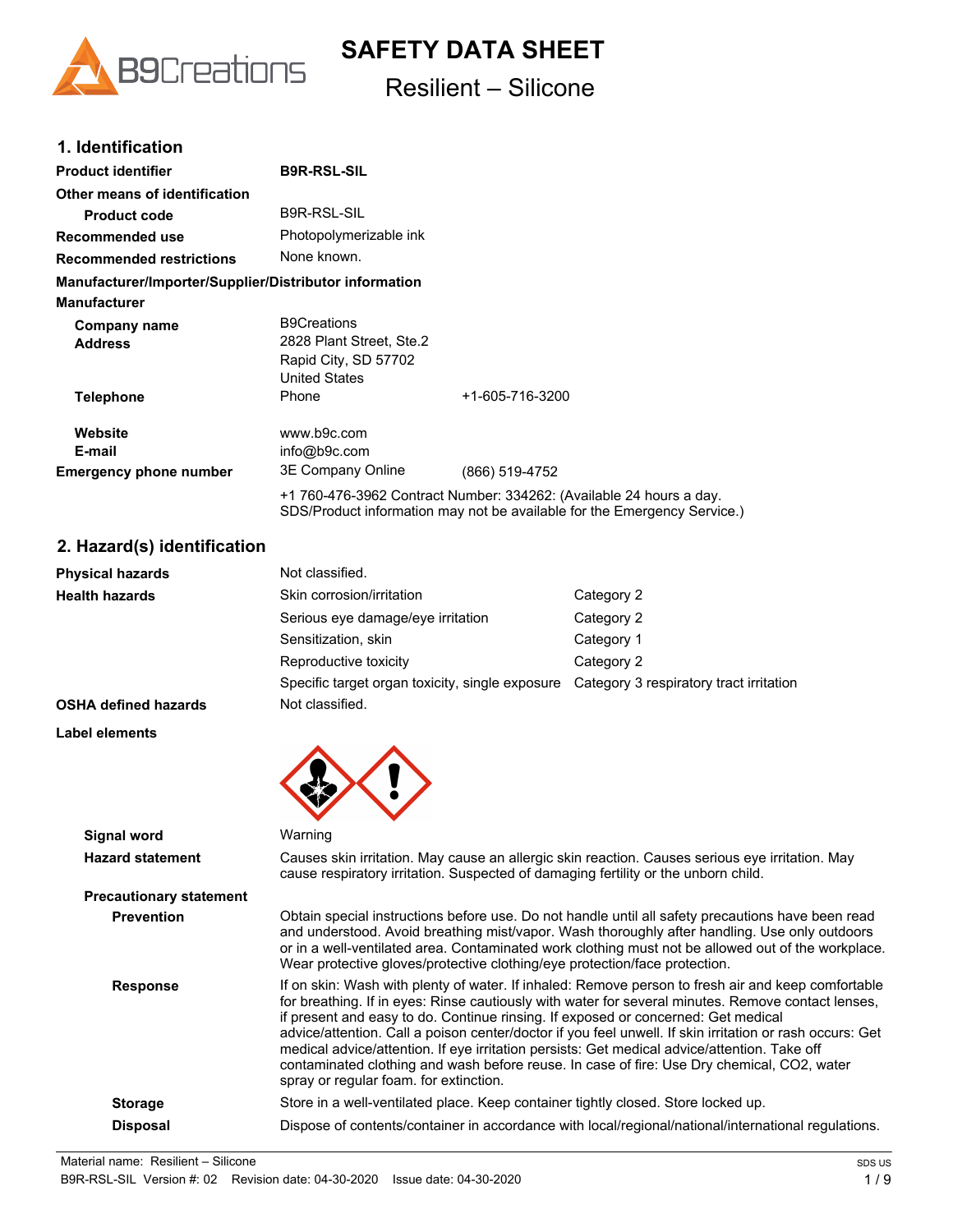# SAFETY DATA SHEET

## Resilient – Silicone

## 1. Identification

| | | |
|---|---|---|
| **Product identifier** | **B9R-RSL-SIL** | |
| **Other means of identification** | | |
| **Product code** | B9R-RSL-SIL | |
| **Recommended use** | Photopolymerizable ink | |
| **Recommended restrictions** | None known. | |

**Manufacturer/Importer/Supplier/Distributor information**

**Manufacturer**

| | | |
|---|---|---|
| **Company name** | B9Creations | |
| **Address** | 2828 Plant Street, Ste.2<br>Rapid City, SD 57702<br>United States | |
| **Telephone** | Phone | +1-605-716-3200 |
| **Website** | www.b9c.com | |
| **E-mail** | info@b9c.com | |
| **Emergency phone number** | 3E Company Online | (866) 519-4752 |
| | +1 760-476-3962 Contract Number: 334262: (Available 24 hours a day. SDS/Product information may not be available for the Emergency Service.) | |

## 2. Hazard(s) identification

| | | |
|---|---|---|
| **Physical hazards** | Not classified. | |
| **Health hazards** | Skin corrosion/irritation | Category 2 |
| | Serious eye damage/eye irritation | Category 2 |
| | Sensitization, skin | Category 1 |
| | Reproductive toxicity | Category 2 |
| | Specific target organ toxicity, single exposure | Category 3 respiratory tract irritation |
| **OSHA defined hazards** | Not classified. | |

**Label elements**

**Signal word** Warning

**Hazard statement** Causes skin irritation. May cause an allergic skin reaction. Causes serious eye irritation. May cause respiratory irritation. Suspected of damaging fertility or the unborn child.

**Precautionary statement**

**Prevention** Obtain special instructions before use. Do not handle until all safety precautions have been read and understood. Avoid breathing mist/vapor. Wash thoroughly after handling. Use only outdoors or in a well-ventilated area. Contaminated work clothing must not be allowed out of the workplace. Wear protective gloves/protective clothing/eye protection/face protection.

**Response** If on skin: Wash with plenty of water. If inhaled: Remove person to fresh air and keep comfortable for breathing. If in eyes: Rinse cautiously with water for several minutes. Remove contact lenses, if present and easy to do. Continue rinsing. If exposed or concerned: Get medical advice/attention. Call a poison center/doctor if you feel unwell. If skin irritation or rash occurs: Get medical advice/attention. If eye irritation persists: Get medical advice/attention. Take off contaminated clothing and wash before reuse. In case of fire: Use Dry chemical, CO2, water spray or regular foam. for extinction.

**Storage** Store in a well-ventilated place. Keep container tightly closed. Store locked up.

**Disposal** Dispose of contents/container in accordance with local/regional/national/international regulations.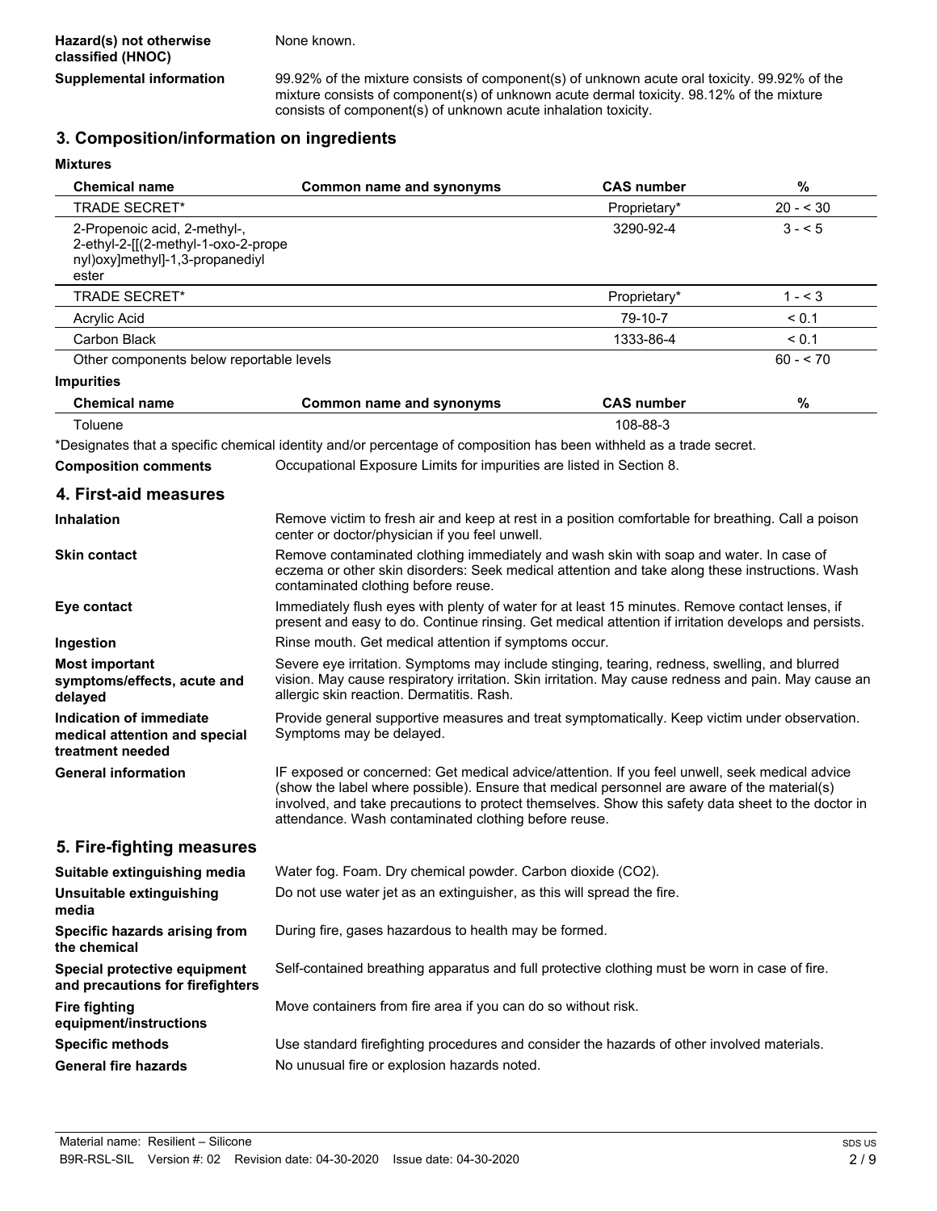| | |
|---|---|
| **Hazard(s) not otherwise classified (HNOC)** | None known. |
| **Supplemental information** | 99.92% of the mixture consists of component(s) of unknown acute oral toxicity. 99.92% of the mixture consists of component(s) of unknown acute dermal toxicity. 98.12% of the mixture consists of component(s) of unknown acute inhalation toxicity. |

## 3. Composition/information on ingredients

**Mixtures**

| Chemical name | Common name and synonyms | CAS number | % |
|---|---|---|---|
| TRADE SECRET* | | Proprietary* | 20 - < 30 |
| 2-Propenoic acid, 2-methyl-, 2-ethyl-2-[[(2-methyl-1-oxo-2-propenyl)oxy]methyl]-1,3-propanediyl ester | | 3290-92-4 | 3 - < 5 |
| TRADE SECRET* | | Proprietary* | 1 - < 3 |
| Acrylic Acid | | 79-10-7 | < 0.1 |
| Carbon Black | | 1333-86-4 | < 0.1 |
| Other components below reportable levels | | | 60 - < 70 |

**Impurities**

| Chemical name | Common name and synonyms | CAS number | % |
|---|---|---|---|
| Toluene | | 108-88-3 | |

*Designates that a specific chemical identity and/or percentage of composition has been withheld as a trade secret.

**Composition comments** Occupational Exposure Limits for impurities are listed in Section 8.

## 4. First-aid measures

| | |
|---|---|
| **Inhalation** | Remove victim to fresh air and keep at rest in a position comfortable for breathing. Call a poison center or doctor/physician if you feel unwell. |
| **Skin contact** | Remove contaminated clothing immediately and wash skin with soap and water. In case of eczema or other skin disorders: Seek medical attention and take along these instructions. Wash contaminated clothing before reuse. |
| **Eye contact** | Immediately flush eyes with plenty of water for at least 15 minutes. Remove contact lenses, if present and easy to do. Continue rinsing. Get medical attention if irritation develops and persists. |
| **Ingestion** | Rinse mouth. Get medical attention if symptoms occur. |
| **Most important symptoms/effects, acute and delayed** | Severe eye irritation. Symptoms may include stinging, tearing, redness, swelling, and blurred vision. May cause respiratory irritation. Skin irritation. May cause redness and pain. May cause an allergic skin reaction. Dermatitis. Rash. |
| **Indication of immediate medical attention and special treatment needed** | Provide general supportive measures and treat symptomatically. Keep victim under observation. Symptoms may be delayed. |
| **General information** | IF exposed or concerned: Get medical advice/attention. If you feel unwell, seek medical advice (show the label where possible). Ensure that medical personnel are aware of the material(s) involved, and take precautions to protect themselves. Show this safety data sheet to the doctor in attendance. Wash contaminated clothing before reuse. |

## 5. Fire-fighting measures

| | |
|---|---|
| **Suitable extinguishing media** | Water fog. Foam. Dry chemical powder. Carbon dioxide ($CO_2$). |
| **Unsuitable extinguishing media** | Do not use water jet as an extinguisher, as this will spread the fire. |
| **Specific hazards arising from the chemical** | During fire, gases hazardous to health may be formed. |
| **Special protective equipment and precautions for firefighters** | Self-contained breathing apparatus and full protective clothing must be worn in case of fire. |
| **Fire fighting equipment/instructions** | Move containers from fire area if you can do so without risk. |
| **Specific methods** | Use standard firefighting procedures and consider the hazards of other involved materials. |
| **General fire hazards** | No unusual fire or explosion hazards noted. |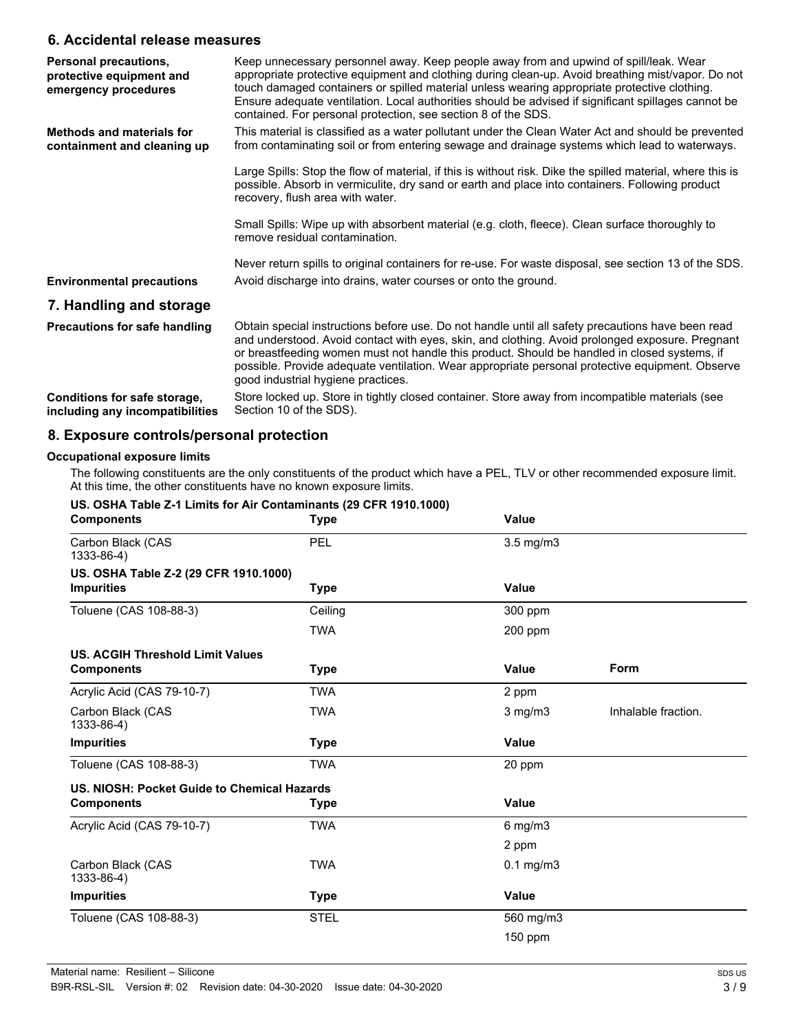## 6. Accidental release measures

**Personal precautions, protective equipment and emergency procedures**

Keep unnecessary personnel away. Keep people away from and upwind of spill/leak. Wear appropriate protective equipment and clothing during clean-up. Avoid breathing mist/vapor. Do not touch damaged containers or spilled material unless wearing appropriate protective clothing. Ensure adequate ventilation. Local authorities should be advised if significant spillages cannot be contained. For personal protection, see section 8 of the SDS.

**Methods and materials for containment and cleaning up**

This material is classified as a water pollutant under the Clean Water Act and should be prevented from contaminating soil or from entering sewage and drainage systems which lead to waterways.

Large Spills: Stop the flow of material, if this is without risk. Dike the spilled material, where this is possible. Absorb in vermiculite, dry sand or earth and place into containers. Following product recovery, flush area with water.

Small Spills: Wipe up with absorbent material (e.g. cloth, fleece). Clean surface thoroughly to remove residual contamination.

Never return spills to original containers for re-use. For waste disposal, see section 13 of the SDS.

**Environmental precautions**

Avoid discharge into drains, water courses or onto the ground.

## 7. Handling and storage

**Precautions for safe handling**

Obtain special instructions before use. Do not handle until all safety precautions have been read and understood. Avoid contact with eyes, skin, and clothing. Avoid prolonged exposure. Pregnant or breastfeeding women must not handle this product. Should be handled in closed systems, if possible. Provide adequate ventilation. Wear appropriate personal protective equipment. Observe good industrial hygiene practices.

**Conditions for safe storage, including any incompatibilities**

Store locked up. Store in tightly closed container. Store away from incompatible materials (see Section 10 of the SDS).

## 8. Exposure controls/personal protection

### Occupational exposure limits

The following constituents are the only constituents of the product which have a PEL, TLV or other recommended exposure limit. At this time, the other constituents have no known exposure limits.

**US. OSHA Table Z-1 Limits for Air Contaminants (29 CFR 1910.1000)**

| Components | Type | Value |
|---|---|---|
| Carbon Black (CAS 1333-86-4) | PEL | 3.5 mg/m3 |

**US. OSHA Table Z-2 (29 CFR 1910.1000)**

| Impurities | Type | Value |
|---|---|---|
| Toluene (CAS 108-88-3) | Ceiling | 300 ppm |
| | TWA | 200 ppm |

**US. ACGIH Threshold Limit Values**

| Components | Type | Value | Form |
|---|---|---|---|
| Acrylic Acid (CAS 79-10-7) | TWA | 2 ppm | |
| Carbon Black (CAS 1333-86-4) | TWA | 3 mg/m3 | Inhalable fraction. |
| **Impurities** | **Type** | **Value** | |
| Toluene (CAS 108-88-3) | TWA | 20 ppm | |

**US. NIOSH: Pocket Guide to Chemical Hazards**

| Components | Type | Value |
|---|---|---|
| Acrylic Acid (CAS 79-10-7) | TWA | 6 mg/m3 |
| | | 2 ppm |
| Carbon Black (CAS 1333-86-4) | TWA | 0.1 mg/m3 |
| **Impurities** | **Type** | **Value** |
| Toluene (CAS 108-88-3) | STEL | 560 mg/m3 |
| | | 150 ppm |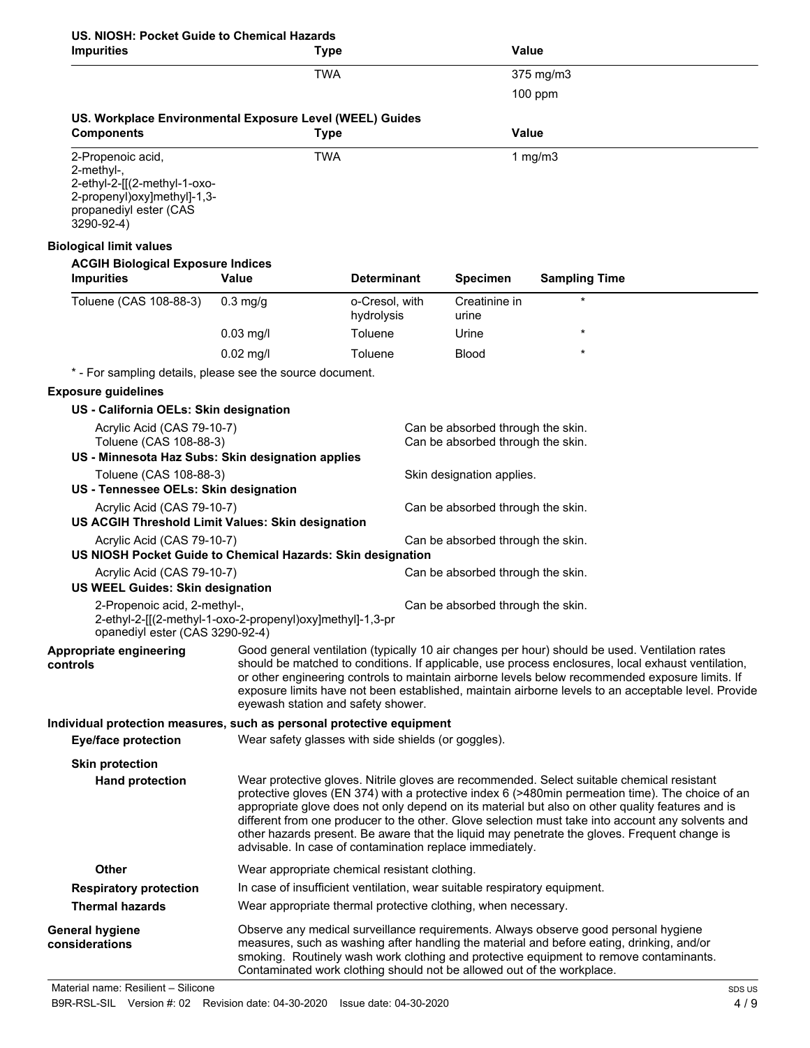**US. NIOSH: Pocket Guide to Chemical Hazards**

| Impurities | Type | Value |
|---|---|---|
| | TWA | 375 mg/m3 |
| | | 100 ppm |

**US. Workplace Environmental Exposure Level (WEEL) Guides**

| Components | Type | Value |
|---|---|---|
| 2-Propenoic acid, 2-methyl-, 2-ethyl-2-[[(2-methyl-1-oxo-2-propenyl)oxy]methyl]-1,3-propanediyl ester (CAS 3290-92-4) | TWA | 1 mg/m3 |

**Biological limit values**

**ACGIH Biological Exposure Indices**

| Impurities | Value | Determinant | Specimen | Sampling Time |
|---|---|---|---|---|
| Toluene (CAS 108-88-3) | 0.3 mg/g | o-Cresol, with hydrolysis | Creatinine in urine | * |
| | 0.03 mg/l | Toluene | Urine | * |
| | 0.02 mg/l | Toluene | Blood | * |

\* - For sampling details, please see the source document.

**Exposure guidelines**

**US - California OELs: Skin designation**

| | |
|---|---|
| Acrylic Acid (CAS 79-10-7) | Can be absorbed through the skin. |
| Toluene (CAS 108-88-3) | Can be absorbed through the skin. |

**US - Minnesota Haz Subs: Skin designation applies**

| | |
|---|---|
| Toluene (CAS 108-88-3) | Skin designation applies. |

**US - Tennessee OELs: Skin designation**

| | |
|---|---|
| Acrylic Acid (CAS 79-10-7) | Can be absorbed through the skin. |

**US ACGIH Threshold Limit Values: Skin designation**

| | |
|---|---|
| Acrylic Acid (CAS 79-10-7) | Can be absorbed through the skin. |

**US NIOSH Pocket Guide to Chemical Hazards: Skin designation**

| | |
|---|---|
| Acrylic Acid (CAS 79-10-7) | Can be absorbed through the skin. |

**US WEEL Guides: Skin designation**

| | |
|---|---|
| 2-Propenoic acid, 2-methyl-, 2-ethyl-2-[[(2-methyl-1-oxo-2-propenyl)oxy]methyl]-1,3-propanediyl ester (CAS 3290-92-4) | Can be absorbed through the skin. |

**Appropriate engineering controls**

Good general ventilation (typically 10 air changes per hour) should be used. Ventilation rates should be matched to conditions. If applicable, use process enclosures, local exhaust ventilation, or other engineering controls to maintain airborne levels below recommended exposure limits. If exposure limits have not been established, maintain airborne levels to an acceptable level. Provide eyewash station and safety shower.

**Individual protection measures, such as personal protective equipment**

**Eye/face protection**

Wear safety glasses with side shields (or goggles).

**Skin protection**

**Hand protection**

Wear protective gloves. Nitrile gloves are recommended. Select suitable chemical resistant protective gloves (EN 374) with a protective index 6 (>480min permeation time). The choice of an appropriate glove does not only depend on its material but also on other quality features and is different from one producer to the other. Glove selection must take into account any solvents and other hazards present. Be aware that the liquid may penetrate the gloves. Frequent change is advisable. In case of contamination replace immediately.

**Other**

Wear appropriate chemical resistant clothing.

**Respiratory protection**

In case of insufficient ventilation, wear suitable respiratory equipment.

**Thermal hazards**

Wear appropriate thermal protective clothing, when necessary.

**General hygiene considerations**

Observe any medical surveillance requirements. Always observe good personal hygiene measures, such as washing after handling the material and before eating, drinking, and/or smoking. Routinely wash work clothing and protective equipment to remove contaminants. Contaminated work clothing should not be allowed out of the workplace.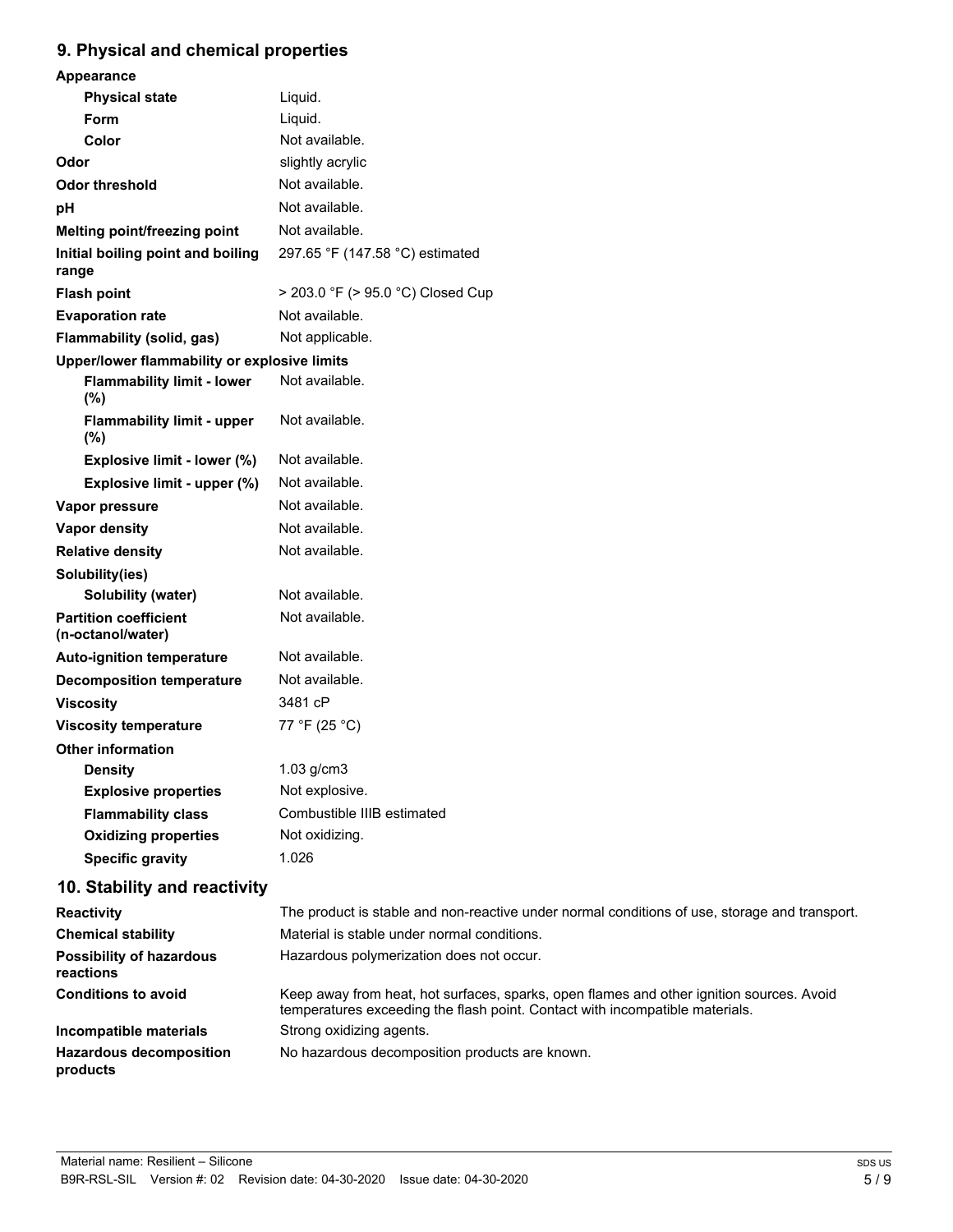## 9. Physical and chemical properties

| Property | Value |
|---|---|
| **Appearance** | |
| **Physical state** | Liquid. |
| **Form** | Liquid. |
| **Color** | Not available. |
| **Odor** | slightly acrylic |
| **Odor threshold** | Not available. |
| **pH** | Not available. |
| **Melting point/freezing point** | Not available. |
| **Initial boiling point and boiling range** | 297.65 °F (147.58 °C) estimated |
| **Flash point** | > 203.0 °F (> 95.0 °C) Closed Cup |
| **Evaporation rate** | Not available. |
| **Flammability (solid, gas)** | Not applicable. |
| **Upper/lower flammability or explosive limits** | |
| **Flammability limit - lower (%)** | Not available. |
| **Flammability limit - upper (%)** | Not available. |
| **Explosive limit - lower (%)** | Not available. |
| **Explosive limit - upper (%)** | Not available. |
| **Vapor pressure** | Not available. |
| **Vapor density** | Not available. |
| **Relative density** | Not available. |
| **Solubility(ies)** | |
| **Solubility (water)** | Not available. |
| **Partition coefficient (n-octanol/water)** | Not available. |
| **Auto-ignition temperature** | Not available. |
| **Decomposition temperature** | Not available. |
| **Viscosity** | 3481 cP |
| **Viscosity temperature** | 77 °F (25 °C) |
| **Other information** | |
| **Density** | 1.03 g/cm3 |
| **Explosive properties** | Not explosive. |
| **Flammability class** | Combustible IIIB estimated |
| **Oxidizing properties** | Not oxidizing. |
| **Specific gravity** | 1.026 |

## 10. Stability and reactivity

| Property | Value |
|---|---|
| **Reactivity** | The product is stable and non-reactive under normal conditions of use, storage and transport. |
| **Chemical stability** | Material is stable under normal conditions. |
| **Possibility of hazardous reactions** | Hazardous polymerization does not occur. |
| **Conditions to avoid** | Keep away from heat, hot surfaces, sparks, open flames and other ignition sources. Avoid temperatures exceeding the flash point. Contact with incompatible materials. |
| **Incompatible materials** | Strong oxidizing agents. |
| **Hazardous decomposition products** | No hazardous decomposition products are known. |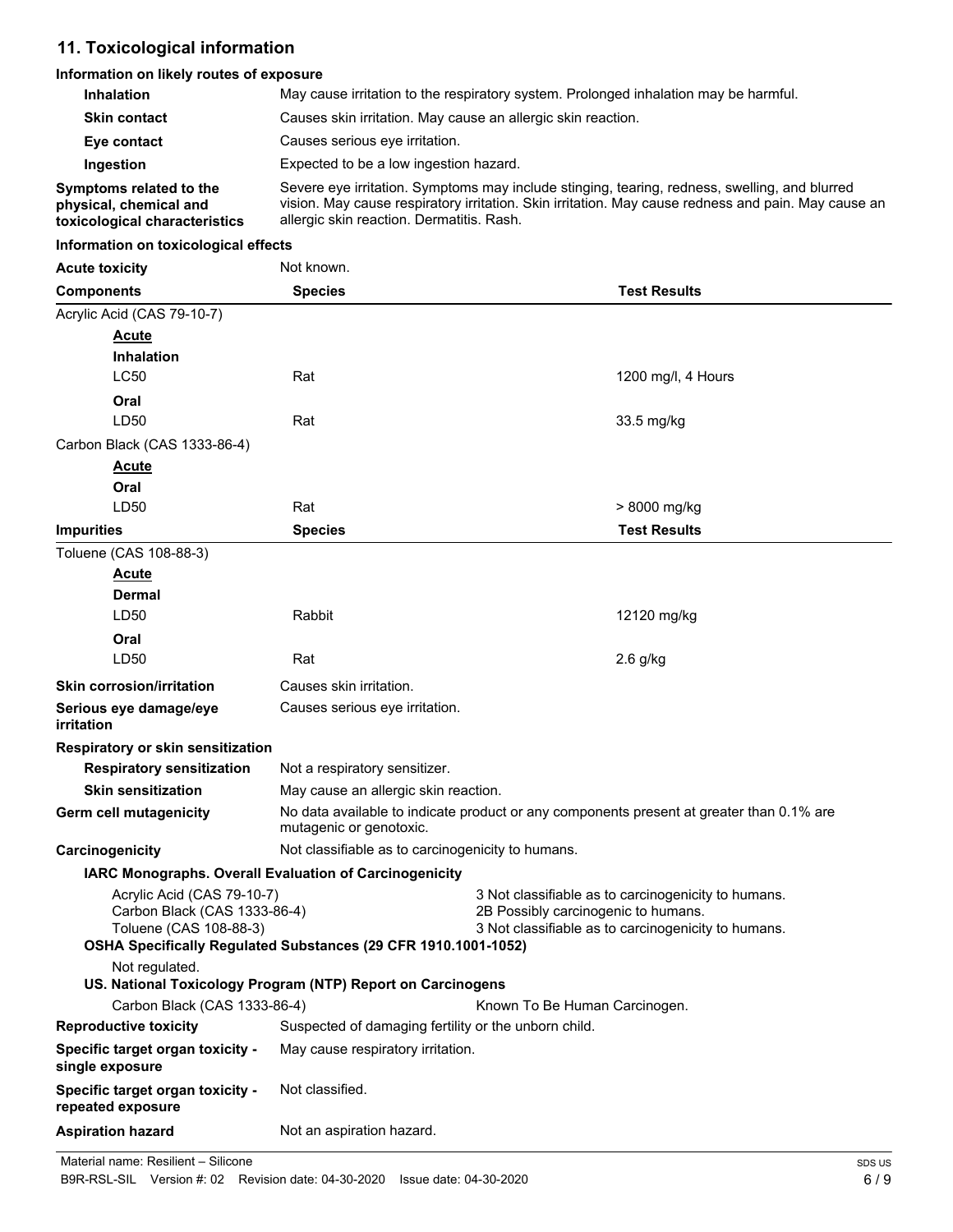## 11. Toxicological information

**Information on likely routes of exposure**

| | |
|---|---|
| **Inhalation** | May cause irritation to the respiratory system. Prolonged inhalation may be harmful. |
| **Skin contact** | Causes skin irritation. May cause an allergic skin reaction. |
| **Eye contact** | Causes serious eye irritation. |
| **Ingestion** | Expected to be a low ingestion hazard. |
| **Symptoms related to the physical, chemical and toxicological characteristics** | Severe eye irritation. Symptoms may include stinging, tearing, redness, swelling, and blurred vision. May cause respiratory irritation. Skin irritation. May cause redness and pain. May cause an allergic skin reaction. Dermatitis. Rash. |

**Information on toxicological effects**

**Acute toxicity** Not known.

| Components | Species | Test Results |
|---|---|---|
| Acrylic Acid (CAS 79-10-7) | | |
| **Acute** | | |
| **Inhalation** | | |
| LC50 | Rat | 1200 mg/l, 4 Hours |
| **Oral** | | |
| LD50 | Rat | 33.5 mg/kg |
| Carbon Black (CAS 1333-86-4) | | |
| **Acute** | | |
| **Oral** | | |
| LD50 | Rat | > 8000 mg/kg |

| Impurities | Species | Test Results |
|---|---|---|
| Toluene (CAS 108-88-3) | | |
| **Acute** | | |
| **Dermal** | | |
| LD50 | Rabbit | 12120 mg/kg |
| **Oral** | | |
| LD50 | Rat | 2.6 g/kg |

| | |
|---|---|
| **Skin corrosion/irritation** | Causes skin irritation. |
| **Serious eye damage/eye irritation** | Causes serious eye irritation. |

**Respiratory or skin sensitization**

| | |
|---|---|
| **Respiratory sensitization** | Not a respiratory sensitizer. |
| **Skin sensitization** | May cause an allergic skin reaction. |
| **Germ cell mutagenicity** | No data available to indicate product or any components present at greater than 0.1% are mutagenic or genotoxic. |
| **Carcinogenicity** | Not classifiable as to carcinogenicity to humans. |

**IARC Monographs. Overall Evaluation of Carcinogenicity**

| | |
|---|---|
| Acrylic Acid (CAS 79-10-7) | 3 Not classifiable as to carcinogenicity to humans. |
| Carbon Black (CAS 1333-86-4) | 2B Possibly carcinogenic to humans. |
| Toluene (CAS 108-88-3) | 3 Not classifiable as to carcinogenicity to humans. |

**OSHA Specifically Regulated Substances (29 CFR 1910.1001-1052)**

Not regulated.

**US. National Toxicology Program (NTP) Report on Carcinogens**

| | |
|---|---|
| Carbon Black (CAS 1333-86-4) | Known To Be Human Carcinogen. |

| | |
|---|---|
| **Reproductive toxicity** | Suspected of damaging fertility or the unborn child. |
| **Specific target organ toxicity - single exposure** | May cause respiratory irritation. |
| **Specific target organ toxicity - repeated exposure** | Not classified. |
| **Aspiration hazard** | Not an aspiration hazard. |

Material name: Resilient – Silicone

B9R-RSL-SIL Version #: 02 Revision date: 04-30-2020 Issue date: 04-30-2020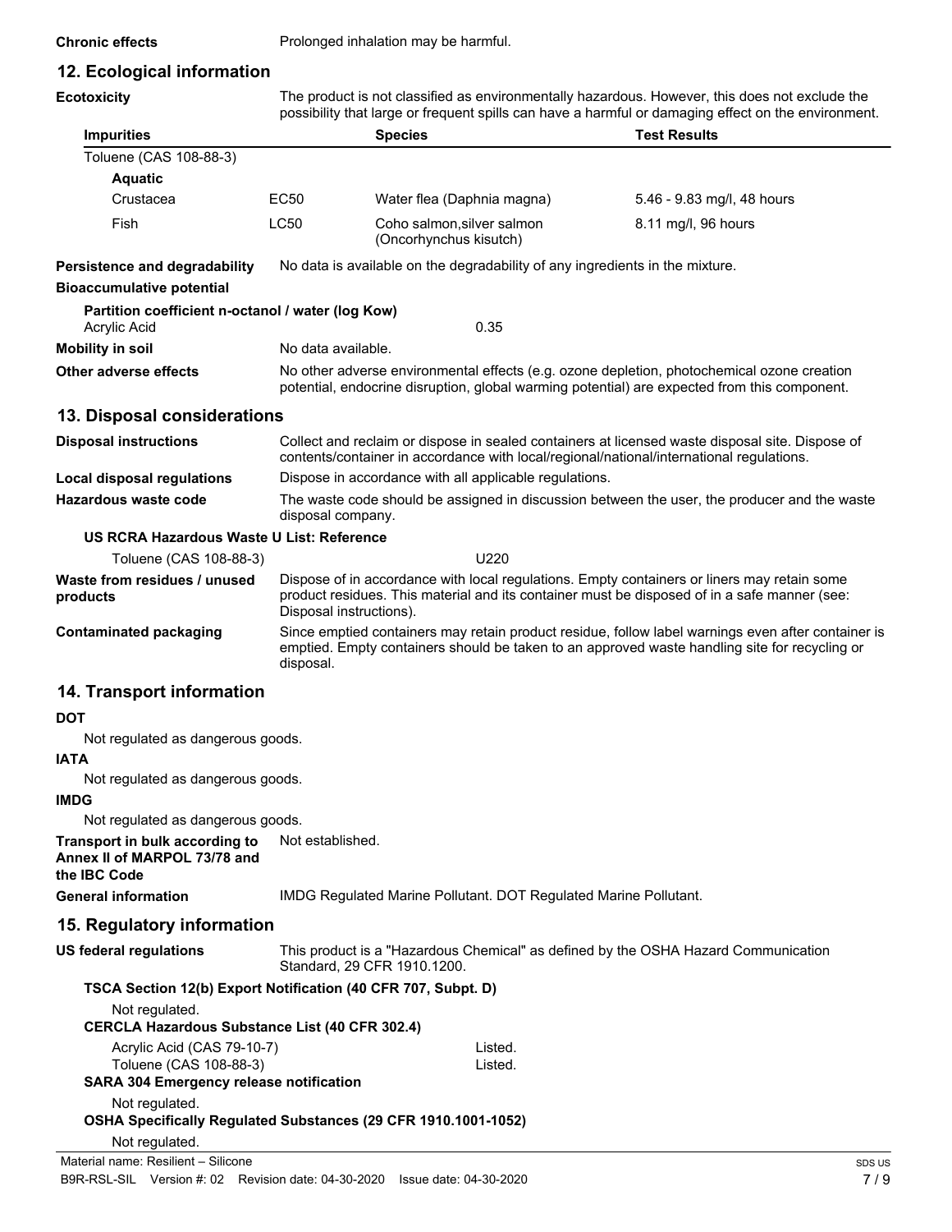**Chronic effects** Prolonged inhalation may be harmful.

## 12. Ecological information

**Ecotoxicity** The product is not classified as environmentally hazardous. However, this does not exclude the possibility that large or frequent spills can have a harmful or damaging effect on the environment.

| Impurities | | Species | Test Results |
|---|---|---|---|
| Toluene (CAS 108-88-3) | | | |
| **Aquatic** | | | |
| Crustacea | EC50 | Water flea (Daphnia magna) | 5.46 - 9.83 mg/l, 48 hours |
| Fish | LC50 | Coho salmon,silver salmon (Oncorhynchus kisutch) | 8.11 mg/l, 96 hours |

**Persistence and degradability** No data is available on the degradability of any ingredients in the mixture.

**Bioaccumulative potential**

**Partition coefficient n-octanol / water (log Kow)**

Acrylic Acid 0.35

**Mobility in soil** No data available.

**Other adverse effects** No other adverse environmental effects (e.g. ozone depletion, photochemical ozone creation potential, endocrine disruption, global warming potential) are expected from this component.

## 13. Disposal considerations

**Disposal instructions** Collect and reclaim or dispose in sealed containers at licensed waste disposal site. Dispose of contents/container in accordance with local/regional/national/international regulations.

**Local disposal regulations** Dispose in accordance with all applicable regulations.

**Hazardous waste code** The waste code should be assigned in discussion between the user, the producer and the waste disposal company.

**US RCRA Hazardous Waste U List: Reference**

Toluene (CAS 108-88-3) U220

**Waste from residues / unused products** Dispose of in accordance with local regulations. Empty containers or liners may retain some product residues. This material and its container must be disposed of in a safe manner (see: Disposal instructions).

**Contaminated packaging** Since emptied containers may retain product residue, follow label warnings even after container is emptied. Empty containers should be taken to an approved waste handling site for recycling or disposal.

## 14. Transport information

**DOT**

Not regulated as dangerous goods.

**IATA**

Not regulated as dangerous goods.

**IMDG**

Not regulated as dangerous goods.

**Transport in bulk according to Annex II of MARPOL 73/78 and the IBC Code** Not established.

**General information** IMDG Regulated Marine Pollutant. DOT Regulated Marine Pollutant.

## 15. Regulatory information

**US federal regulations** This product is a "Hazardous Chemical" as defined by the OSHA Hazard Communication Standard, 29 CFR 1910.1200.

**TSCA Section 12(b) Export Notification (40 CFR 707, Subpt. D)**

Not regulated.

**CERCLA Hazardous Substance List (40 CFR 302.4)**

Acrylic Acid (CAS 79-10-7) Listed.
Toluene (CAS 108-88-3) Listed.

**SARA 304 Emergency release notification**

Not regulated.

**OSHA Specifically Regulated Substances (29 CFR 1910.1001-1052)**

Not regulated.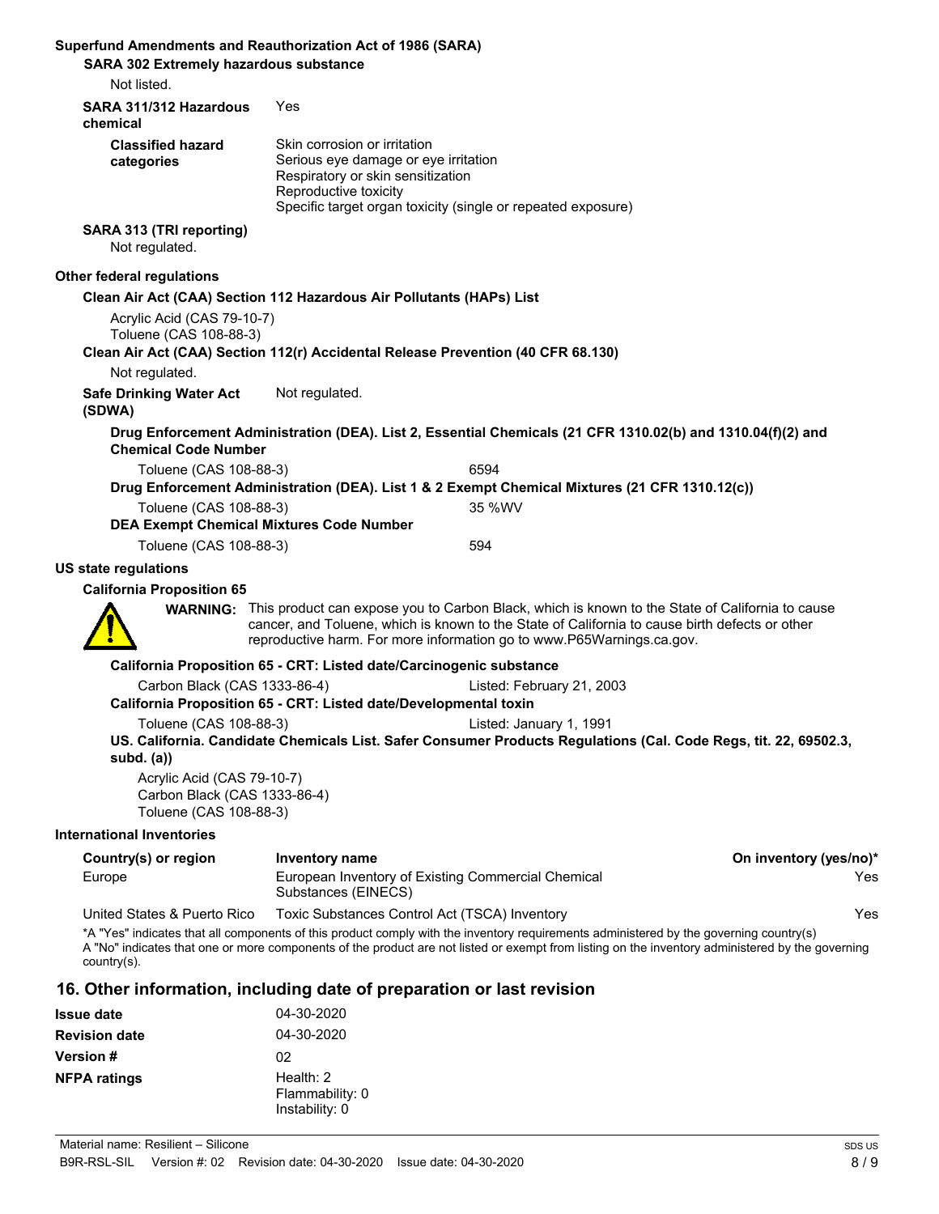**Superfund Amendments and Reauthorization Act of 1986 (SARA)**

**SARA 302 Extremely hazardous substance**

Not listed.

**SARA 311/312 Hazardous chemical** Yes

**Classified hazard categories**
Skin corrosion or irritation
Serious eye damage or eye irritation
Respiratory or skin sensitization
Reproductive toxicity
Specific target organ toxicity (single or repeated exposure)

**SARA 313 (TRI reporting)**

Not regulated.

**Other federal regulations**

**Clean Air Act (CAA) Section 112 Hazardous Air Pollutants (HAPs) List**

Acrylic Acid (CAS 79-10-7)
Toluene (CAS 108-88-3)

**Clean Air Act (CAA) Section 112(r) Accidental Release Prevention (40 CFR 68.130)**

Not regulated.

**Safe Drinking Water Act (SDWA)** Not regulated.

**Drug Enforcement Administration (DEA). List 2, Essential Chemicals (21 CFR 1310.02(b) and 1310.04(f)(2) and Chemical Code Number**

| | |
|---|---|
| Toluene (CAS 108-88-3) | 6594 |

**Drug Enforcement Administration (DEA). List 1 & 2 Exempt Chemical Mixtures (21 CFR 1310.12(c))**

| | |
|---|---|
| Toluene (CAS 108-88-3) | 35 %WV |

**DEA Exempt Chemical Mixtures Code Number**

| | |
|---|---|
| Toluene (CAS 108-88-3) | 594 |

**US state regulations**

**California Proposition 65**

**WARNING:** This product can expose you to Carbon Black, which is known to the State of California to cause cancer, and Toluene, which is known to the State of California to cause birth defects or other reproductive harm. For more information go to www.P65Warnings.ca.gov.

**California Proposition 65 - CRT: Listed date/Carcinogenic substance**

| | |
|---|---|
| Carbon Black (CAS 1333-86-4) | Listed: February 21, 2003 |

**California Proposition 65 - CRT: Listed date/Developmental toxin**

| | |
|---|---|
| Toluene (CAS 108-88-3) | Listed: January 1, 1991 |

**US. California. Candidate Chemicals List. Safer Consumer Products Regulations (Cal. Code Regs, tit. 22, 69502.3, subd. (a))**

Acrylic Acid (CAS 79-10-7)
Carbon Black (CAS 1333-86-4)
Toluene (CAS 108-88-3)

**International Inventories**

| Country(s) or region | Inventory name | On inventory (yes/no)* |
|---|---|---|
| Europe | European Inventory of Existing Commercial Chemical Substances (EINECS) | Yes |
| United States & Puerto Rico | Toxic Substances Control Act (TSCA) Inventory | Yes |

*A "Yes" indicates that all components of this product comply with the inventory requirements administered by the governing country(s)
A "No" indicates that one or more components of the product are not listed or exempt from listing on the inventory administered by the governing country(s).

## 16. Other information, including date of preparation or last revision

| | |
|---|---|
| **Issue date** | 04-30-2020 |
| **Revision date** | 04-30-2020 |
| **Version #** | 02 |
| **NFPA ratings** | Health: 2<br>Flammability: 0<br>Instability: 0 |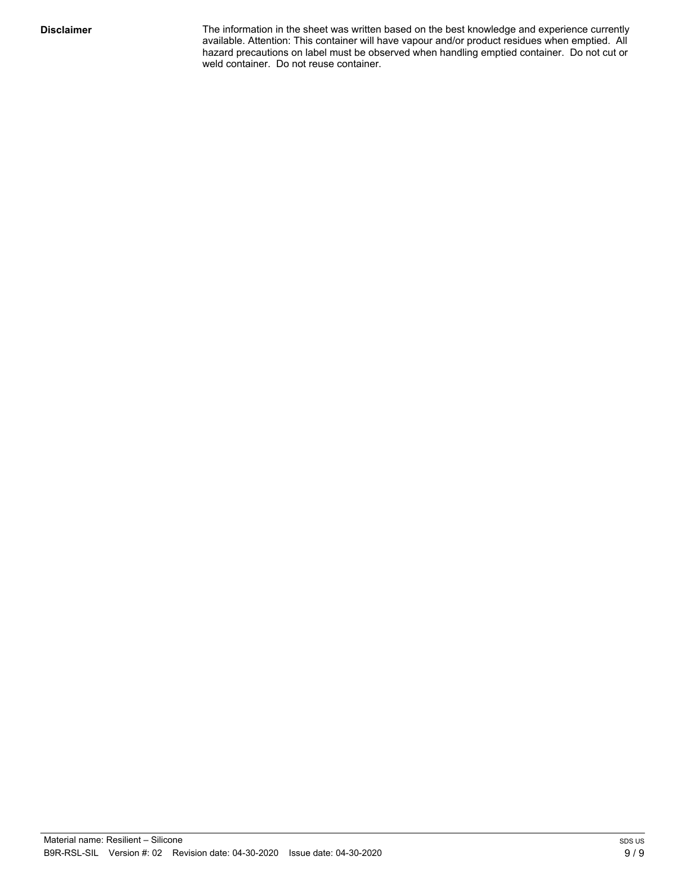**Disclaimer**

The information in the sheet was written based on the best knowledge and experience currently available. Attention: This container will have vapour and/or product residues when emptied. All hazard precautions on label must be observed when handling emptied container. Do not cut or weld container. Do not reuse container.